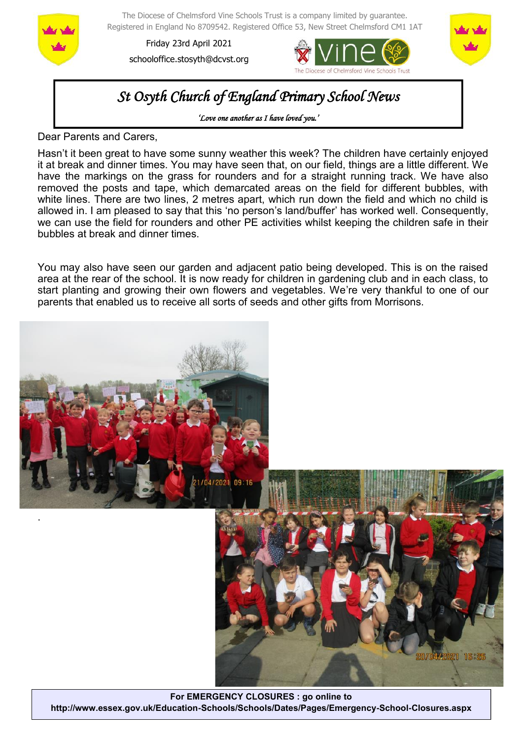The Diocese of Chelmsford Vine Schools Trust is a company limited by guarantee.
Registered in England No 8709542. Registered Office 53, New Street Chelmsford CM1 1AT

Friday 23rd April 2021

schooloffice.stosyth@dcvst.org

# *St Osyth Church of England Primary School News*

*'Love one another as I have loved you.'*

Dear Parents and Carers,

Hasn't it been great to have some sunny weather this week? The children have certainly enjoyed it at break and dinner times. You may have seen that, on our field, things are a little different. We have the markings on the grass for rounders and for a straight running track. We have also removed the posts and tape, which demarcated areas on the field for different bubbles, with white lines. There are two lines, 2 metres apart, which run down the field and which no child is allowed in. I am pleased to say that this 'no person's land/buffer' has worked well. Consequently, we can use the field for rounders and other PE activities whilst keeping the children safe in their bubbles at break and dinner times.

You may also have seen our garden and adjacent patio being developed. This is on the raised area at the rear of the school. It is now ready for children in gardening club and in each class, to start planting and growing their own flowers and vegetables. We're very thankful to one of our parents that enabled us to receive all sorts of seeds and other gifts from Morrisons.

**For EMERGENCY CLOSURES : go online to**
**http://www.essex.gov.uk/Education-Schools/Schools/Dates/Pages/Emergency-School-Closures.aspx**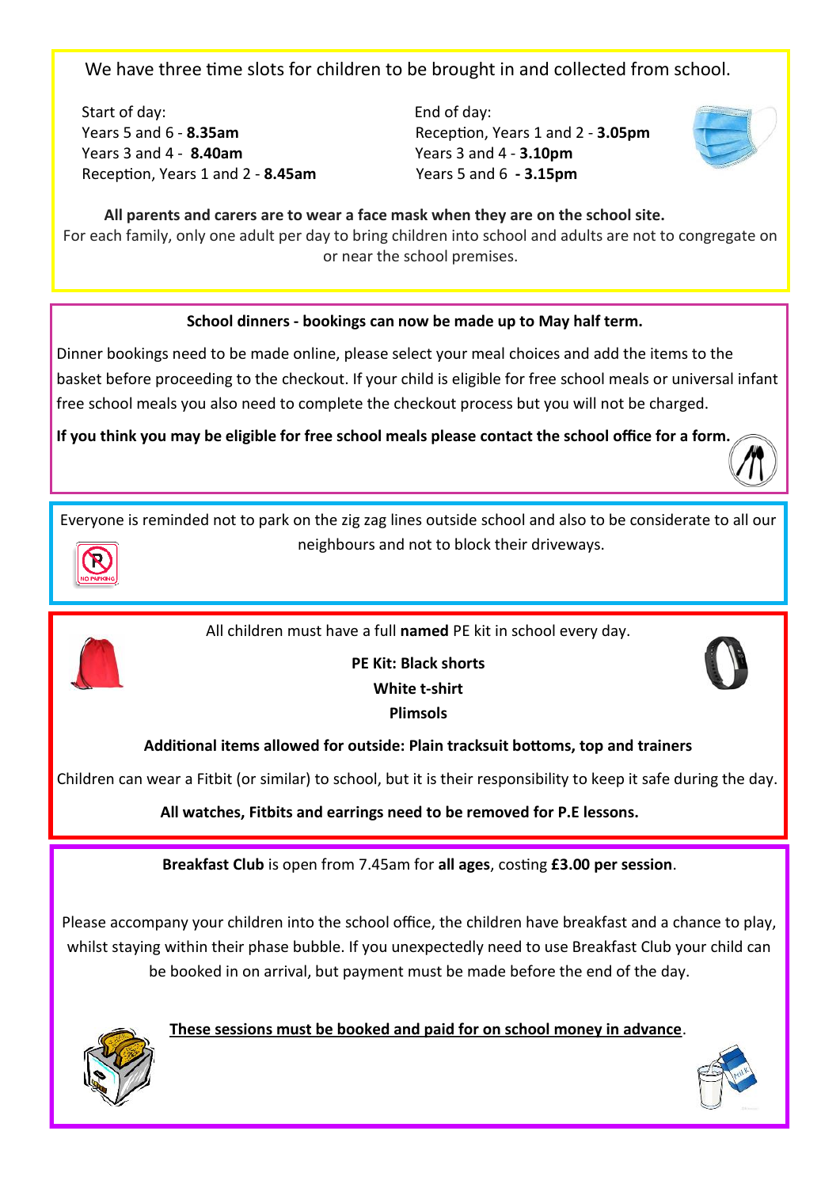We have three time slots for children to be brought in and collected from school.

Start of day:
Years 5 and 6 - **8.35am**
Years 3 and 4 - **8.40am**
Reception, Years 1 and 2 - **8.45am**

End of day:
Reception, Years 1 and 2 - **3.05pm**
Years 3 and 4 - **3.10pm**
Years 5 and 6 **- 3.15pm**

**All parents and carers are to wear a face mask when they are on the school site.**
For each family, only one adult per day to bring children into school and adults are not to congregate on or near the school premises.

**School dinners - bookings can now be made up to May half term.**

Dinner bookings need to be made online, please select your meal choices and add the items to the basket before proceeding to the checkout. If your child is eligible for free school meals or universal infant free school meals you also need to complete the checkout process but you will not be charged.

**If you think you may be eligible for free school meals please contact the school office for a form.**

Everyone is reminded not to park on the zig zag lines outside school and also to be considerate to all our neighbours and not to block their driveways.

All children must have a full **named** PE kit in school every day.

**PE Kit: Black shorts**
**White t-shirt**
**Plimsols**

**Additional items allowed for outside: Plain tracksuit bottoms, top and trainers**

Children can wear a Fitbit (or similar) to school, but it is their responsibility to keep it safe during the day.

**All watches, Fitbits and earrings need to be removed for P.E lessons.**

**Breakfast Club** is open from 7.45am for **all ages**, costing **£3.00 per session**.

Please accompany your children into the school office, the children have breakfast and a chance to play, whilst staying within their phase bubble. If you unexpectedly need to use Breakfast Club your child can be booked in on arrival, but payment must be made before the end of the day.

**These sessions must be booked and paid for on school money in advance**.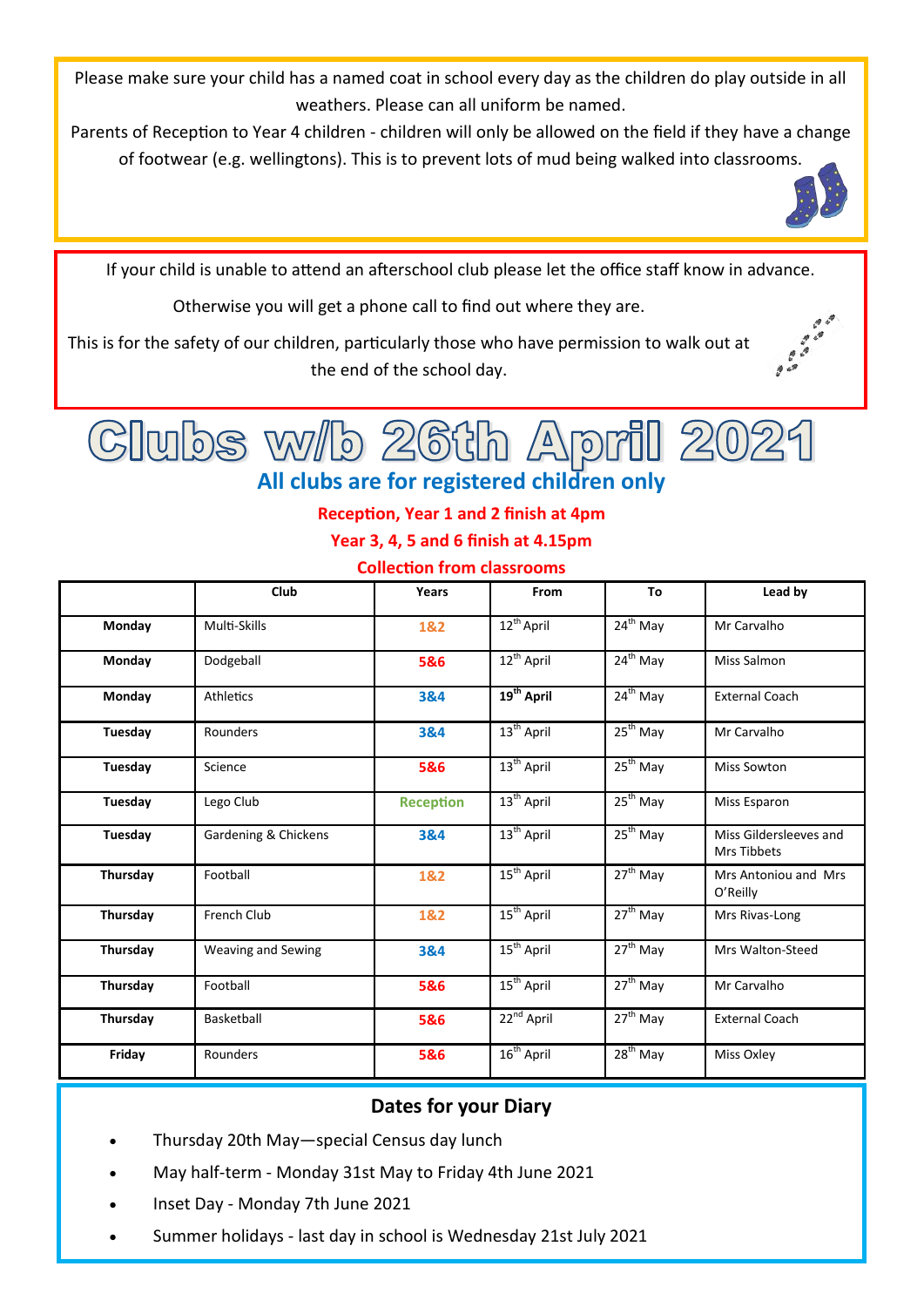Please make sure your child has a named coat in school every day as the children do play outside in all weathers. Please can all uniform be named.

Parents of Reception to Year 4 children - children will only be allowed on the field if they have a change of footwear (e.g. wellingtons). This is to prevent lots of mud being walked into classrooms.

If your child is unable to attend an afterschool club please let the office staff know in advance.

Otherwise you will get a phone call to find out where they are.

This is for the safety of our children, particularly those who have permission to walk out at the end of the school day.

# Clubs w/b 26th April 2021

## All clubs are for registered children only

**Reception, Year 1 and 2 finish at 4pm**

**Year 3, 4, 5 and 6 finish at 4.15pm**

**Collection from classrooms**

| | Club | Years | From | To | Lead by |
|---|---|---|---|---|---|
| **Monday** | Multi-Skills | **1&2** | 12th April | 24th May | Mr Carvalho |
| **Monday** | Dodgeball | **5&6** | 12th April | 24th May | Miss Salmon |
| **Monday** | Athletics | **3&4** | **19th April** | 24th May | External Coach |
| **Tuesday** | Rounders | **3&4** | 13th April | 25th May | Mr Carvalho |
| **Tuesday** | Science | **5&6** | 13th April | 25th May | Miss Sowton |
| **Tuesday** | Lego Club | **Reception** | 13th April | 25th May | Miss Esparon |
| **Tuesday** | Gardening & Chickens | **3&4** | 13th April | 25th May | Miss Gildersleeves and Mrs Tibbets |
| **Thursday** | Football | **1&2** | 15th April | 27th May | Mrs Antoniou and Mrs O'Reilly |
| **Thursday** | French Club | **1&2** | 15th April | 27th May | Mrs Rivas-Long |
| **Thursday** | Weaving and Sewing | **3&4** | 15th April | 27th May | Mrs Walton-Steed |
| **Thursday** | Football | **5&6** | 15th April | 27th May | Mr Carvalho |
| **Thursday** | Basketball | **5&6** | 22nd April | 27th May | External Coach |
| **Friday** | Rounders | **5&6** | 16th April | 28th May | Miss Oxley |

## Dates for your Diary

- Thursday 20th May—special Census day lunch
- May half-term - Monday 31st May to Friday 4th June 2021
- Inset Day - Monday 7th June 2021
- Summer holidays - last day in school is Wednesday 21st July 2021